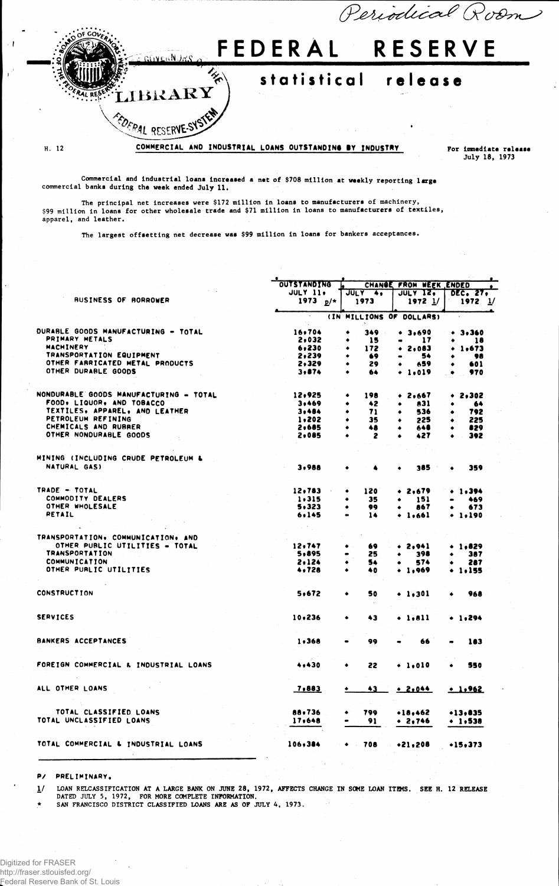Periodical Room

GOVERNORS LIBRARY

# FEDERAL RESERVE

## statistical release

H. 12

**COMMERCIAL AND INDUSTRIAL LOANS OUTSTANDING BY INDUSTRY**

For immediate release
July 18, 1973

Commercial and industrial loans increased a net of $708 million at weekly reporting large commercial banks during the week ended July 11.

The principal net increases were $172 million in loans to manufacturers of machinery, $99 million in loans for other wholesale trade and $71 million in loans to manufacturers of textiles, apparel, and leather.

The largest offsetting net decrease was $99 million in loans for bankers acceptances.

| BUSINESS OF BORROWER | OUTSTANDING JULY 11, 1973 p/* | CHANGE FROM WEEK ENDED JULY 4, 1973 | JULY 12, 1972 1/ | DEC. 27, 1972 1/ |
|---|---|---|---|---|
| | (IN MILLIONS OF DOLLARS) | | | |
| DURABLE GOODS MANUFACTURING - TOTAL | 16,704 | + 349 | + 3,690 | + 3,360 |
| PRIMARY METALS | 2,032 | + 15 | - 17 | + 18 |
| MACHINERY | 6,230 | + 172 | + 2,083 | + 1,673 |
| TRANSPORTATION EQUIPMENT | 2,239 | + 69 | - 54 | + 98 |
| OTHER FABRICATED METAL PRODUCTS | 2,329 | + 29 | + 659 | + 601 |
| OTHER DURABLE GOODS | 3,874 | + 64 | + 1,019 | + 970 |
| NONDURABLE GOODS MANUFACTURING - TOTAL | 12,925 | + 198 | + 2,667 | + 2,302 |
| FOOD, LIQUOR, AND TOBACCO | 3,469 | + 42 | + 831 | + 64 |
| TEXTILES, APPAREL, AND LEATHER | 3,484 | + 71 | + 536 | + 792 |
| PETROLEUM REFINING | 1,202 | + 35 | + 225 | + 225 |
| CHEMICALS AND RUBBER | 2,685 | + 48 | + 648 | + 829 |
| OTHER NONDURABLE GOODS | 2,085 | + 2 | + 427 | + 392 |
| MINING (INCLUDING CRUDE PETROLEUM & NATURAL GAS) | 3,988 | + 4 | + 385 | + 359 |
| TRADE - TOTAL | 12,783 | + 120 | + 2,679 | + 1,394 |
| COMMODITY DEALERS | 1,315 | + 35 | + 151 | - 469 |
| OTHER WHOLESALE | 5,323 | + 99 | + 867 | + 673 |
| RETAIL | 6,145 | - 14 | + 1,661 | + 1,190 |
| TRANSPORTATION, COMMUNICATION, AND OTHER PUBLIC UTILITIES - TOTAL | 12,747 | + 69 | + 2,941 | + 1,829 |
| TRANSPORTATION | 5,895 | - 25 | + 398 | + 387 |
| COMMUNICATION | 2,124 | + 54 | + 574 | + 287 |
| OTHER PUBLIC UTILITIES | 4,728 | + 40 | + 1,969 | + 1,155 |
| CONSTRUCTION | 5,672 | + 50 | + 1,301 | + 968 |
| SERVICES | 10,236 | + 43 | + 1,811 | + 1,294 |
| BANKERS ACCEPTANCES | 1,368 | - 99 | - 66 | - 183 |
| FOREIGN COMMERCIAL & INDUSTRIAL LOANS | 4,430 | + 22 | + 1,010 | + 550 |
| ALL OTHER LOANS | 7,883 | + 43 | + 2,044 | + 1,962 |
| TOTAL CLASSIFIED LOANS | 88,736 | + 799 | +18,462 | +13,835 |
| TOTAL UNCLASSIFIED LOANS | 17,648 | - 91 | + 2,746 | + 1,538 |
| TOTAL COMMERCIAL & INDUSTRIAL LOANS | 106,384 | + 708 | +21,208 | +15,373 |

P/ PRELIMINARY.

1/ LOAN RELCASSIFICATION AT A LARGE BANK ON JUNE 28, 1972, AFFECTS CHANGE IN SOME LOAN ITEMS. SEE H. 12 RELEASE DATED JULY 5, 1972, FOR MORE COMPLETE INFORMATION.

\* SAN FRANCISCO DISTRICT CLASSIFIED LOANS ARE AS OF JULY 4, 1973.

Digitized for FRASER
http://fraser.stlouisfed.org/
Federal Reserve Bank of St. Louis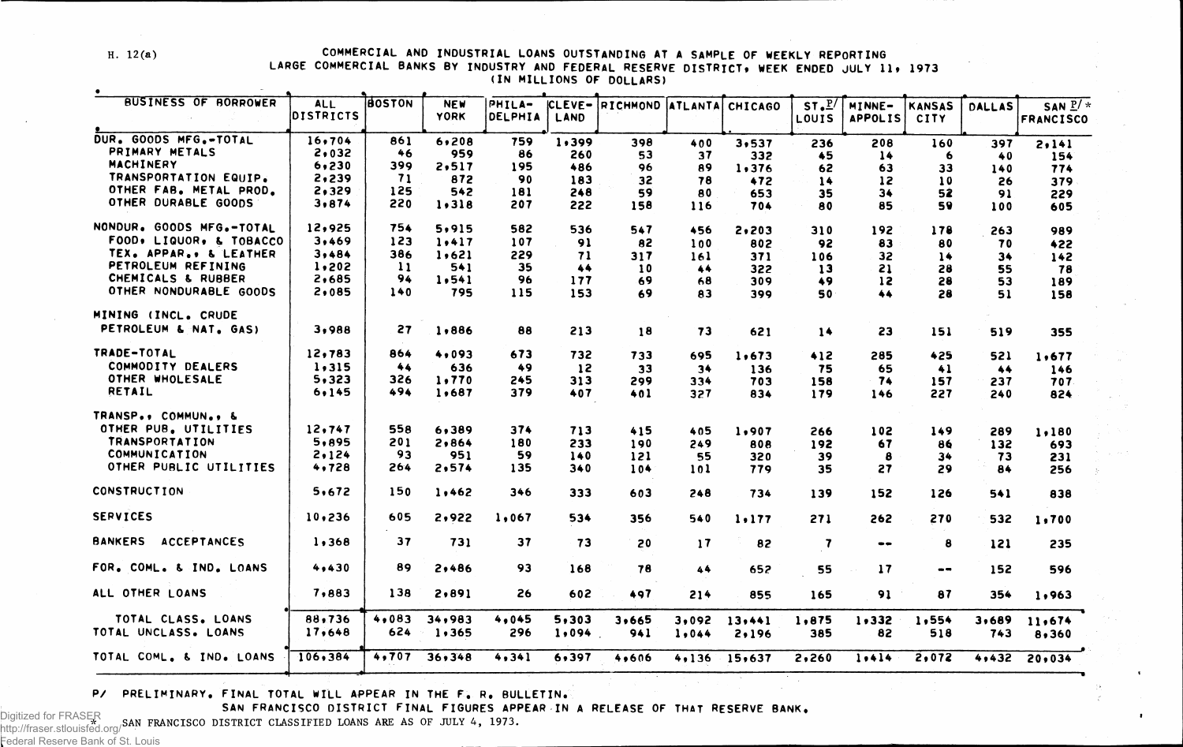H. 12(a)

# COMMERCIAL AND INDUSTRIAL LOANS OUTSTANDING AT A SAMPLE OF WEEKLY REPORTING LARGE COMMERCIAL BANKS BY INDUSTRY AND FEDERAL RESERVE DISTRICT, WEEK ENDED JULY 11, 1973

(IN MILLIONS OF DOLLARS)

| BUSINESS OF BORROWER | ALL DISTRICTS | BOSTON | NEW YORK | PHILA-DELPHIA | CLEVE-LAND | RICHMOND | ATLANTA | CHICAGO | ST. LOUIS P/ | MINNE-APOLIS | KANSAS CITY | DALLAS | SAN FRANCISCO P/ * |
|---|---|---|---|---|---|---|---|---|---|---|---|---|---|
| DUR. GOODS MFG.-TOTAL | 16,704 | 861 | 6,208 | 759 | 1,399 | 398 | 400 | 3,537 | 236 | 208 | 160 | 397 | 2,141 |
| PRIMARY METALS | 2,032 | 46 | 959 | 86 | 260 | 53 | 37 | 332 | 45 | 14 | 6 | 40 | 154 |
| MACHINERY | 6,230 | 399 | 2,517 | 195 | 486 | 96 | 89 | 1,376 | 62 | 63 | 33 | 140 | 774 |
| TRANSPORTATION EQUIP. | 2,239 | 71 | 872 | 90 | 183 | 32 | 78 | 472 | 14 | 12 | 10 | 26 | 379 |
| OTHER FAB. METAL PROD. | 2,329 | 125 | 542 | 181 | 248 | 59 | 80 | 653 | 35 | 34 | 52 | 91 | 229 |
| OTHER DURABLE GOODS | 3,874 | 220 | 1,318 | 207 | 222 | 158 | 116 | 704 | 80 | 85 | 59 | 100 | 605 |
| NONDUR. GOODS MFG.-TOTAL | 12,925 | 754 | 5,915 | 582 | 536 | 547 | 456 | 2,203 | 310 | 192 | 178 | 263 | 989 |
| FOOD, LIQUOR, & TOBACCO | 3,469 | 123 | 1,417 | 107 | 91 | 82 | 100 | 802 | 92 | 83 | 80 | 70 | 422 |
| TEX. APPAR., & LEATHER | 3,484 | 386 | 1,621 | 229 | 71 | 317 | 161 | 371 | 106 | 32 | 14 | 34 | 142 |
| PETROLEUM REFINING | 1,202 | 11 | 541 | 35 | 44 | 10 | 44 | 322 | 13 | 21 | 28 | 55 | 78 |
| CHEMICALS & RUBBER | 2,685 | 94 | 1,541 | 96 | 177 | 69 | 68 | 309 | 49 | 12 | 28 | 53 | 189 |
| OTHER NONDURABLE GOODS | 2,085 | 140 | 795 | 115 | 153 | 69 | 83 | 399 | 50 | 44 | 28 | 51 | 158 |
| MINING (INCL. CRUDE PETROLEUM & NAT. GAS) | 3,988 | 27 | 1,886 | 88 | 213 | 18 | 73 | 621 | 14 | 23 | 151 | 519 | 355 |
| TRADE-TOTAL | 12,783 | 864 | 4,093 | 673 | 732 | 733 | 695 | 1,673 | 412 | 285 | 425 | 521 | 1,677 |
| COMMODITY DEALERS | 1,315 | 44 | 636 | 49 | 12 | 33 | 34 | 136 | 75 | 65 | 41 | 44 | 146 |
| OTHER WHOLESALE | 5,323 | 326 | 1,770 | 245 | 313 | 299 | 334 | 703 | 158 | 74 | 157 | 237 | 707 |
| RETAIL | 6,145 | 494 | 1,687 | 379 | 407 | 401 | 327 | 834 | 179 | 146 | 227 | 240 | 824 |
| TRANSP., COMMUN., & OTHER PUB. UTILITIES | 12,747 | 558 | 6,389 | 374 | 713 | 415 | 405 | 1,907 | 266 | 102 | 149 | 289 | 1,180 |
| TRANSPORTATION | 5,895 | 201 | 2,864 | 180 | 233 | 190 | 249 | 808 | 192 | 67 | 86 | 132 | 693 |
| COMMUNICATION | 2,124 | 93 | 951 | 59 | 140 | 121 | 55 | 320 | 39 | 8 | 34 | 73 | 231 |
| OTHER PUBLIC UTILITIES | 4,728 | 264 | 2,574 | 135 | 340 | 104 | 101 | 779 | 35 | 27 | 29 | 84 | 256 |
| CONSTRUCTION | 5,672 | 150 | 1,462 | 346 | 333 | 603 | 248 | 734 | 139 | 152 | 126 | 541 | 838 |
| SERVICES | 10,236 | 605 | 2,922 | 1,067 | 534 | 356 | 540 | 1,177 | 271 | 262 | 270 | 532 | 1,700 |
| BANKERS ACCEPTANCES | 1,368 | 37 | 731 | 37 | 73 | 20 | 17 | 82 | 7 | -- | 8 | 121 | 235 |
| FOR. COML. & IND. LOANS | 4,430 | 89 | 2,486 | 93 | 168 | 78 | 44 | 652 | 55 | 17 | -- | 152 | 596 |
| ALL OTHER LOANS | 7,883 | 138 | 2,891 | 26 | 602 | 497 | 214 | 855 | 165 | 91 | 87 | 354 | 1,963 |
| TOTAL CLASS. LOANS | 88,736 | 4,083 | 34,983 | 4,045 | 5,303 | 3,665 | 3,092 | 13,441 | 1,875 | 1,332 | 1,554 | 3,689 | 11,674 |
| TOTAL UNCLASS. LOANS | 17,648 | 624 | 1,365 | 296 | 1,094 | 941 | 1,044 | 2,196 | 385 | 82 | 518 | 743 | 8,360 |
| TOTAL COML. & IND. LOANS | 106,384 | 4,707 | 36,348 | 4,341 | 6,397 | 4,606 | 4,136 | 15,637 | 2,260 | 1,414 | 2,072 | 4,432 | 20,034 |

P/ PRELIMINARY. FINAL TOTAL WILL APPEAR IN THE F. R. BULLETIN.

SAN FRANCISCO DISTRICT FINAL FIGURES APPEAR IN A RELEASE OF THAT RESERVE BANK.

\* SAN FRANCISCO DISTRICT CLASSIFIED LOANS ARE AS OF JULY 4, 1973.